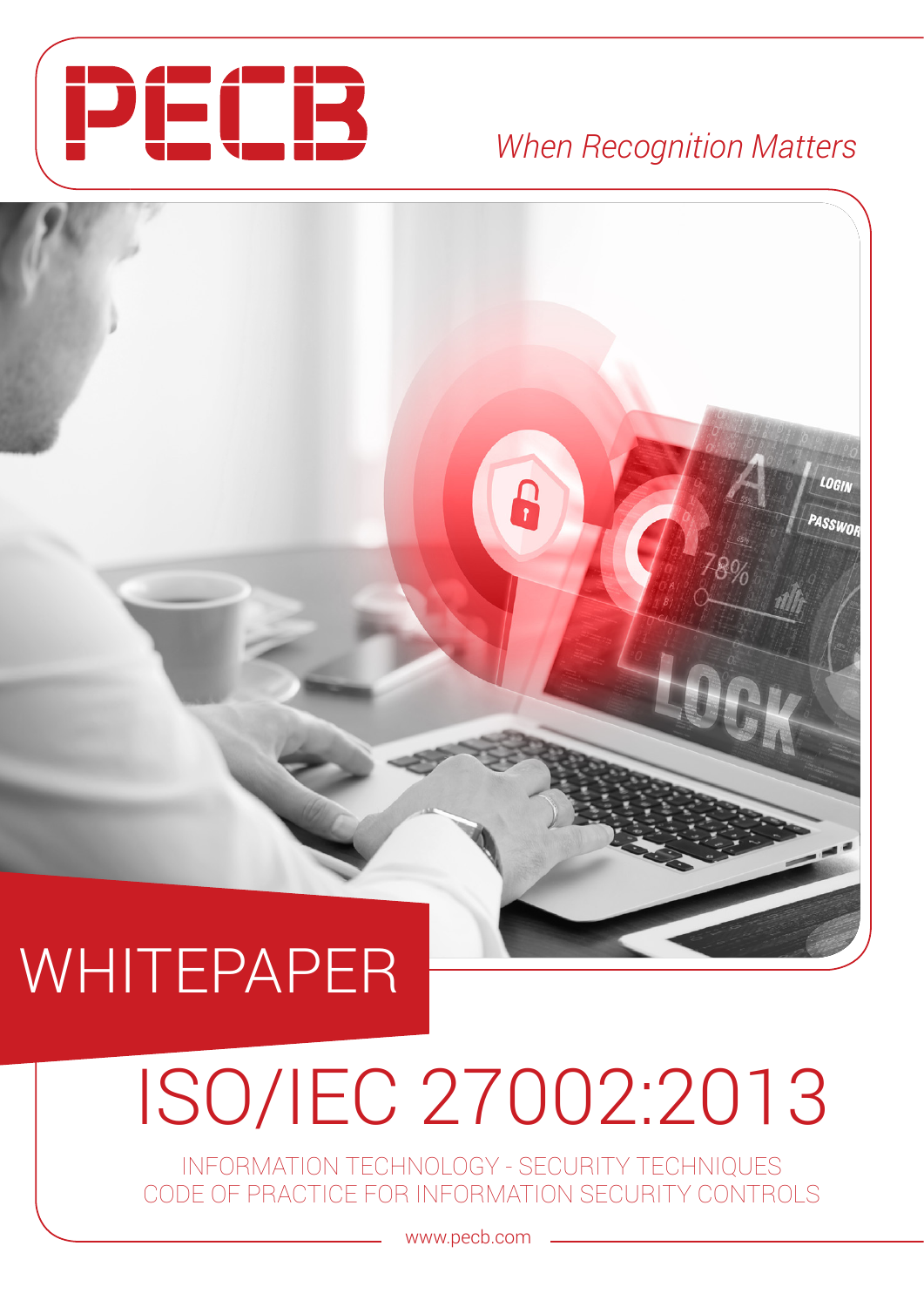PECB

*When Recognition Matters*

WHITEPAPER

# ISO/IEC 27002:2013

INFORMATION TECHNOLOGY - SECURITY TECHNIQUES
CODE OF PRACTICE FOR INFORMATION SECURITY CONTROLS

www.pecb.com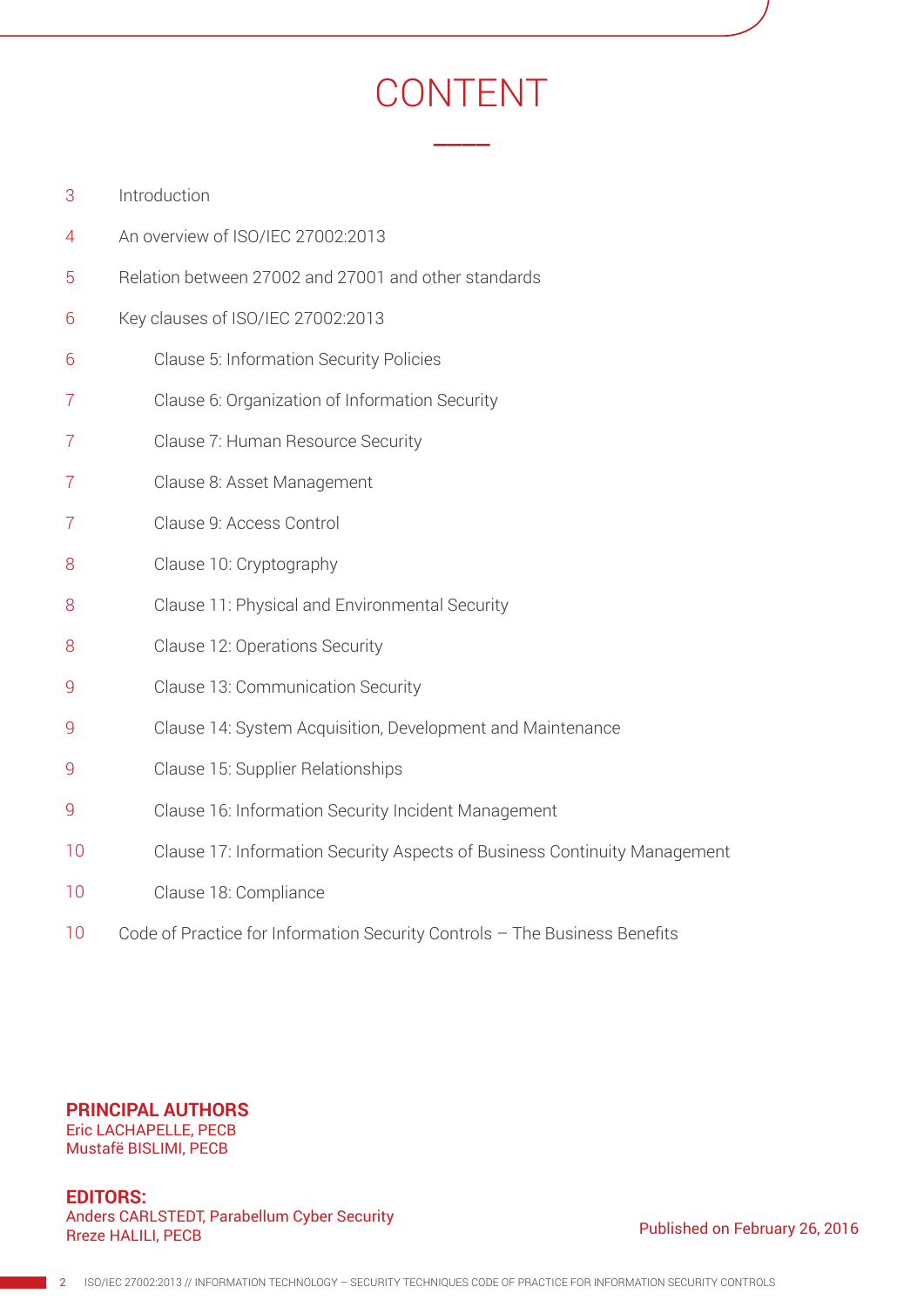# CONTENT

| | |
|---|---|
| 3 | Introduction |
| 4 | An overview of ISO/IEC 27002:2013 |
| 5 | Relation between 27002 and 27001 and other standards |
| 6 | Key clauses of ISO/IEC 27002:2013 |
| 6 | Clause 5: Information Security Policies |
| 7 | Clause 6: Organization of Information Security |
| 7 | Clause 7: Human Resource Security |
| 7 | Clause 8: Asset Management |
| 7 | Clause 9: Access Control |
| 8 | Clause 10: Cryptography |
| 8 | Clause 11: Physical and Environmental Security |
| 8 | Clause 12: Operations Security |
| 9 | Clause 13: Communication Security |
| 9 | Clause 14: System Acquisition, Development and Maintenance |
| 9 | Clause 15: Supplier Relationships |
| 9 | Clause 16: Information Security Incident Management |
| 10 | Clause 17: Information Security Aspects of Business Continuity Management |
| 10 | Clause 18: Compliance |
| 10 | Code of Practice for Information Security Controls – The Business Benefits |

**PRINCIPAL AUTHORS**
Eric LACHAPELLE, PECB
Mustafë BISLIMI, PECB

**EDITORS:**
Anders CARLSTEDT, Parabellum Cyber Security
Rreze HALILI, PECB

Published on February 26, 2016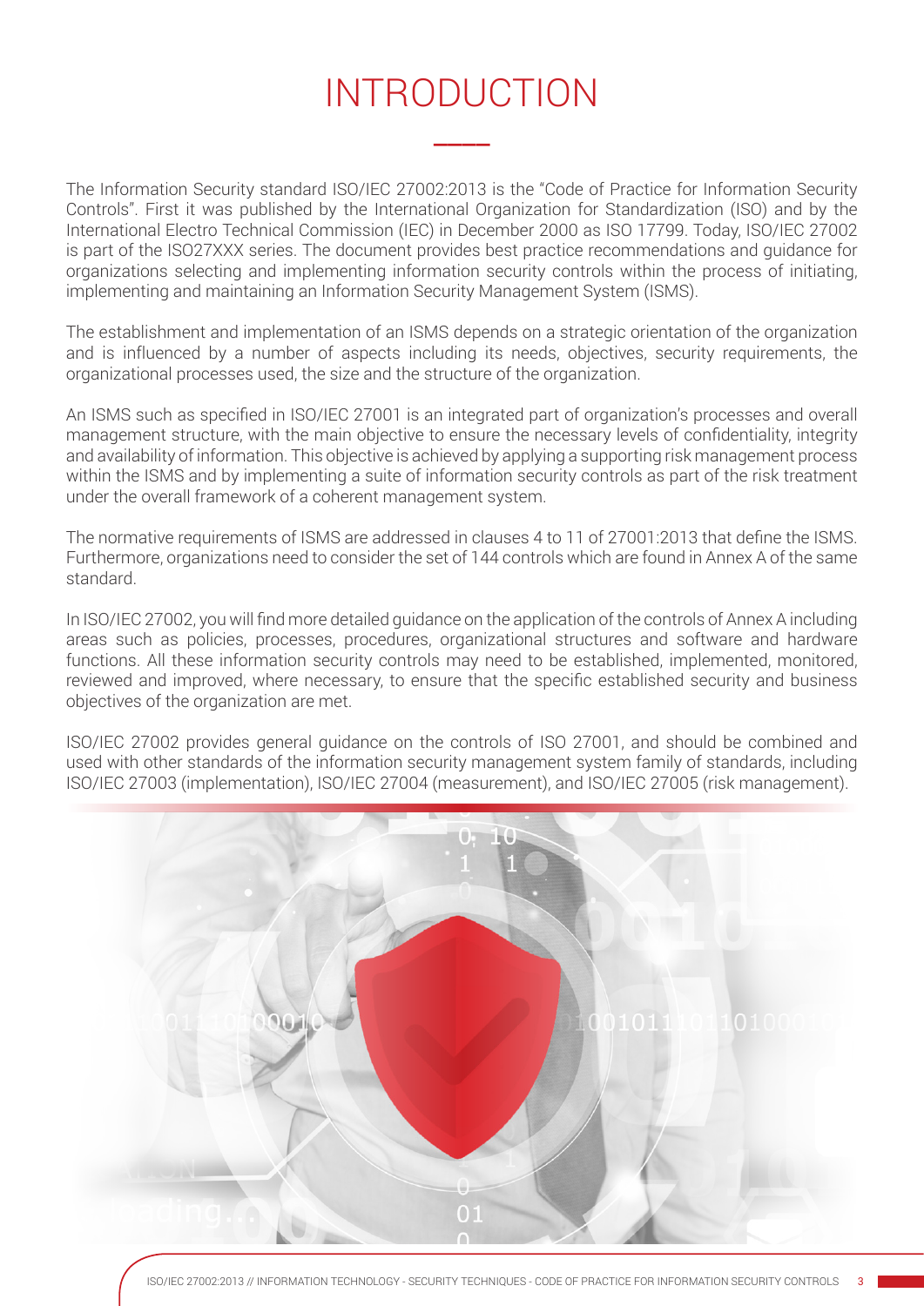# INTRODUCTION

The Information Security standard ISO/IEC 27002:2013 is the "Code of Practice for Information Security Controls". First it was published by the International Organization for Standardization (ISO) and by the International Electro Technical Commission (IEC) in December 2000 as ISO 17799. Today, ISO/IEC 27002 is part of the ISO27XXX series. The document provides best practice recommendations and guidance for organizations selecting and implementing information security controls within the process of initiating, implementing and maintaining an Information Security Management System (ISMS).

The establishment and implementation of an ISMS depends on a strategic orientation of the organization and is influenced by a number of aspects including its needs, objectives, security requirements, the organizational processes used, the size and the structure of the organization.

An ISMS such as specified in ISO/IEC 27001 is an integrated part of organization's processes and overall management structure, with the main objective to ensure the necessary levels of confidentiality, integrity and availability of information. This objective is achieved by applying a supporting risk management process within the ISMS and by implementing a suite of information security controls as part of the risk treatment under the overall framework of a coherent management system.

The normative requirements of ISMS are addressed in clauses 4 to 11 of 27001:2013 that define the ISMS. Furthermore, organizations need to consider the set of 144 controls which are found in Annex A of the same standard.

In ISO/IEC 27002, you will find more detailed guidance on the application of the controls of Annex A including areas such as policies, processes, procedures, organizational structures and software and hardware functions. All these information security controls may need to be established, implemented, monitored, reviewed and improved, where necessary, to ensure that the specific established security and business objectives of the organization are met.

ISO/IEC 27002 provides general guidance on the controls of ISO 27001, and should be combined and used with other standards of the information security management system family of standards, including ISO/IEC 27003 (implementation), ISO/IEC 27004 (measurement), and ISO/IEC 27005 (risk management).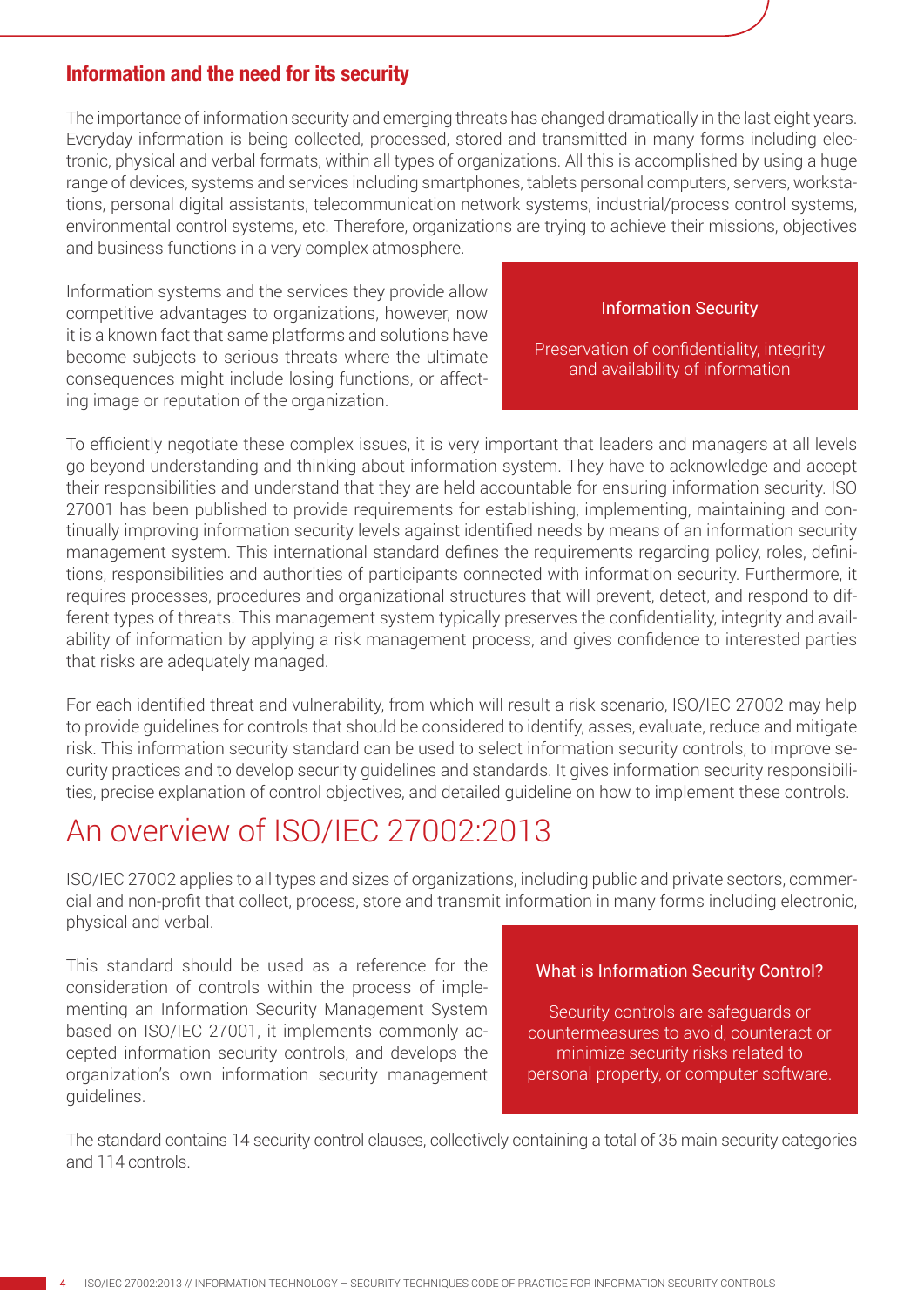## Information and the need for its security

The importance of information security and emerging threats has changed dramatically in the last eight years. Everyday information is being collected, processed, stored and transmitted in many forms including electronic, physical and verbal formats, within all types of organizations. All this is accomplished by using a huge range of devices, systems and services including smartphones, tablets personal computers, servers, workstations, personal digital assistants, telecommunication network systems, industrial/process control systems, environmental control systems, etc. Therefore, organizations are trying to achieve their missions, objectives and business functions in a very complex atmosphere.

Information systems and the services they provide allow competitive advantages to organizations, however, now it is a known fact that same platforms and solutions have become subjects to serious threats where the ultimate consequences might include losing functions, or affecting image or reputation of the organization.

> **Information Security**
>
> Preservation of confidentiality, integrity and availability of information

To efficiently negotiate these complex issues, it is very important that leaders and managers at all levels go beyond understanding and thinking about information system. They have to acknowledge and accept their responsibilities and understand that they are held accountable for ensuring information security. ISO 27001 has been published to provide requirements for establishing, implementing, maintaining and continually improving information security levels against identified needs by means of an information security management system. This international standard defines the requirements regarding policy, roles, definitions, responsibilities and authorities of participants connected with information security. Furthermore, it requires processes, procedures and organizational structures that will prevent, detect, and respond to different types of threats. This management system typically preserves the confidentiality, integrity and availability of information by applying a risk management process, and gives confidence to interested parties that risks are adequately managed.

For each identified threat and vulnerability, from which will result a risk scenario, ISO/IEC 27002 may help to provide guidelines for controls that should be considered to identify, asses, evaluate, reduce and mitigate risk. This information security standard can be used to select information security controls, to improve security practices and to develop security guidelines and standards. It gives information security responsibilities, precise explanation of control objectives, and detailed guideline on how to implement these controls.

# An overview of ISO/IEC 27002:2013

ISO/IEC 27002 applies to all types and sizes of organizations, including public and private sectors, commercial and non-profit that collect, process, store and transmit information in many forms including electronic, physical and verbal.

This standard should be used as a reference for the consideration of controls within the process of implementing an Information Security Management System based on ISO/IEC 27001, it implements commonly accepted information security controls, and develops the organization's own information security management guidelines.

> **What is Information Security Control?**
>
> Security controls are safeguards or countermeasures to avoid, counteract or minimize security risks related to personal property, or computer software.

The standard contains 14 security control clauses, collectively containing a total of 35 main security categories and 114 controls.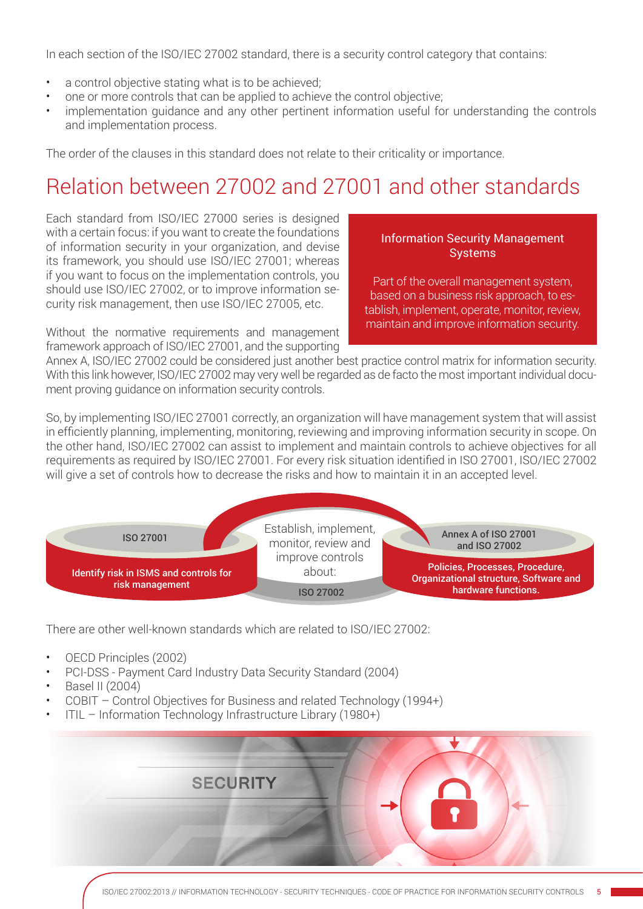In each section of the ISO/IEC 27002 standard, there is a security control category that contains:

- a control objective stating what is to be achieved;
- one or more controls that can be applied to achieve the control objective;
- implementation guidance and any other pertinent information useful for understanding the controls and implementation process.

The order of the clauses in this standard does not relate to their criticality or importance.

# Relation between 27002 and 27001 and other standards

Each standard from ISO/IEC 27000 series is designed with a certain focus: if you want to create the foundations of information security in your organization, and devise its framework, you should use ISO/IEC 27001; whereas if you want to focus on the implementation controls, you should use ISO/IEC 27002, or to improve information security risk management, then use ISO/IEC 27005, etc.

**Information Security Management Systems**

Part of the overall management system, based on a business risk approach, to establish, implement, operate, monitor, review, maintain and improve information security.

Without the normative requirements and management framework approach of ISO/IEC 27001, and the supporting Annex A, ISO/IEC 27002 could be considered just another best practice control matrix for information security. With this link however, ISO/IEC 27002 may very well be regarded as de facto the most important individual document proving guidance on information security controls.

So, by implementing ISO/IEC 27001 correctly, an organization will have management system that will assist in efficiently planning, implementing, monitoring, reviewing and improving information security in scope. On the other hand, ISO/IEC 27002 can assist to implement and maintain controls to achieve objectives for all requirements as required by ISO/IEC 27001. For every risk situation identified in ISO 27001, ISO/IEC 27002 will give a set of controls how to decrease the risks and how to maintain it in an accepted level.

**ISO 27001** — Identify risk in ISMS and controls for risk management

**ISO 27002** — Establish, implement, monitor, review and improve controls about:

**Annex A of ISO 27001 and ISO 27002** — Policies, Processes, Procedure, Organizational structure, Software and hardware functions.

There are other well-known standards which are related to ISO/IEC 27002:

- OECD Principles (2002)
- PCI-DSS - Payment Card Industry Data Security Standard (2004)
- Basel II (2004)
- COBIT – Control Objectives for Business and related Technology (1994+)
- ITIL – Information Technology Infrastructure Library (1980+)

SECURITY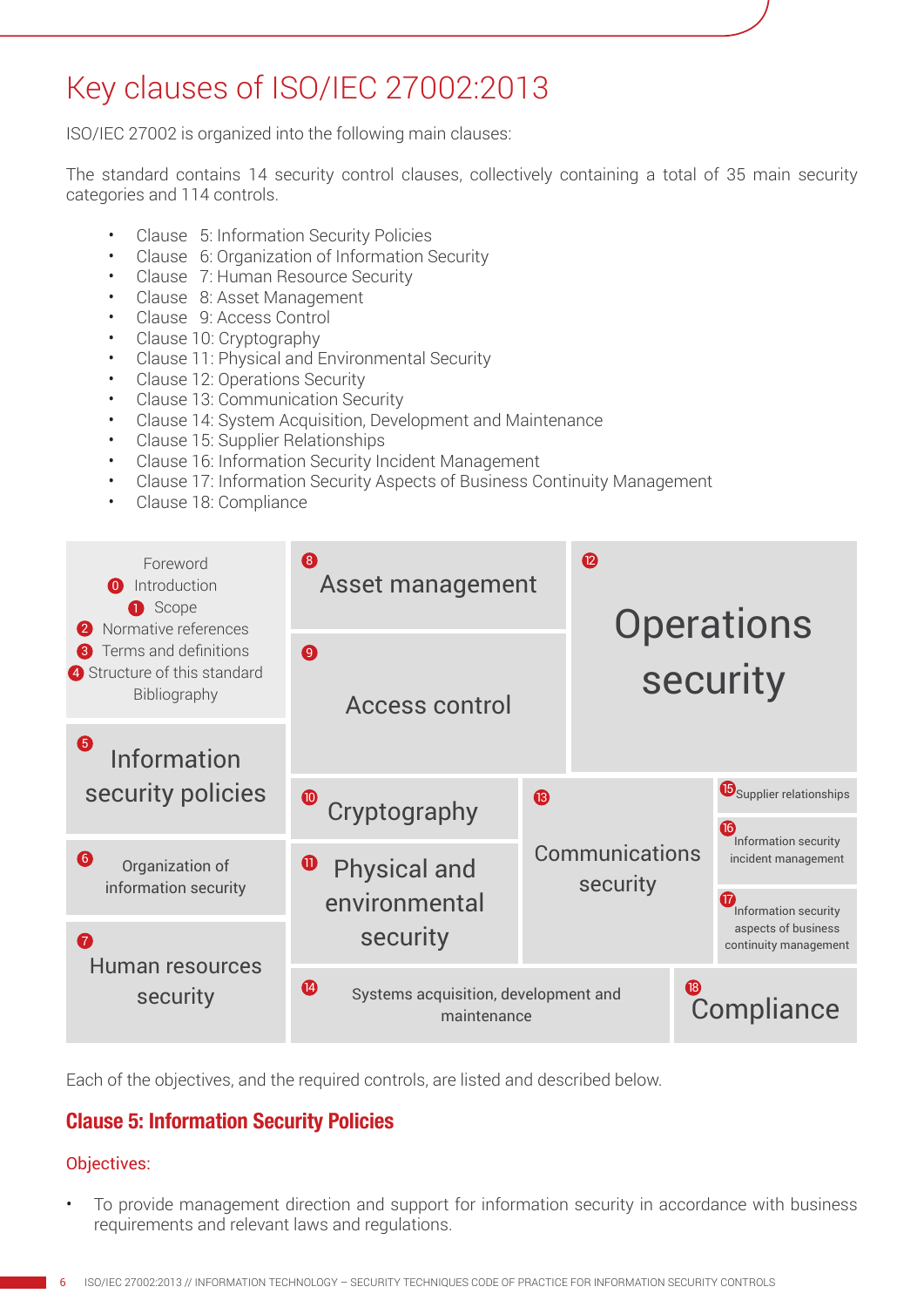# Key clauses of ISO/IEC 27002:2013

ISO/IEC 27002 is organized into the following main clauses:

The standard contains 14 security control clauses, collectively containing a total of 35 main security categories and 114 controls.

- Clause 5: Information Security Policies
- Clause 6: Organization of Information Security
- Clause 7: Human Resource Security
- Clause 8: Asset Management
- Clause 9: Access Control
- Clause 10: Cryptography
- Clause 11: Physical and Environmental Security
- Clause 12: Operations Security
- Clause 13: Communication Security
- Clause 14: System Acquisition, Development and Maintenance
- Clause 15: Supplier Relationships
- Clause 16: Information Security Incident Management
- Clause 17: Information Security Aspects of Business Continuity Management
- Clause 18: Compliance

Foreword
0 Introduction
1 Scope
2 Normative references
3 Terms and definitions
4 Structure of this standard
Bibliography

5 Information security policies

6 Organization of information security

7 Human resources security

8 Asset management

9 Access control

10 Cryptography

11 Physical and environmental security

12 Operations security

13 Communications security

14 Systems acquisition, development and maintenance

15 Supplier relationships

16 Information security incident management

17 Information security aspects of business continuity management

18 Compliance

Each of the objectives, and the required controls, are listed and described below.

## Clause 5: Information Security Policies

Objectives:

- To provide management direction and support for information security in accordance with business requirements and relevant laws and regulations.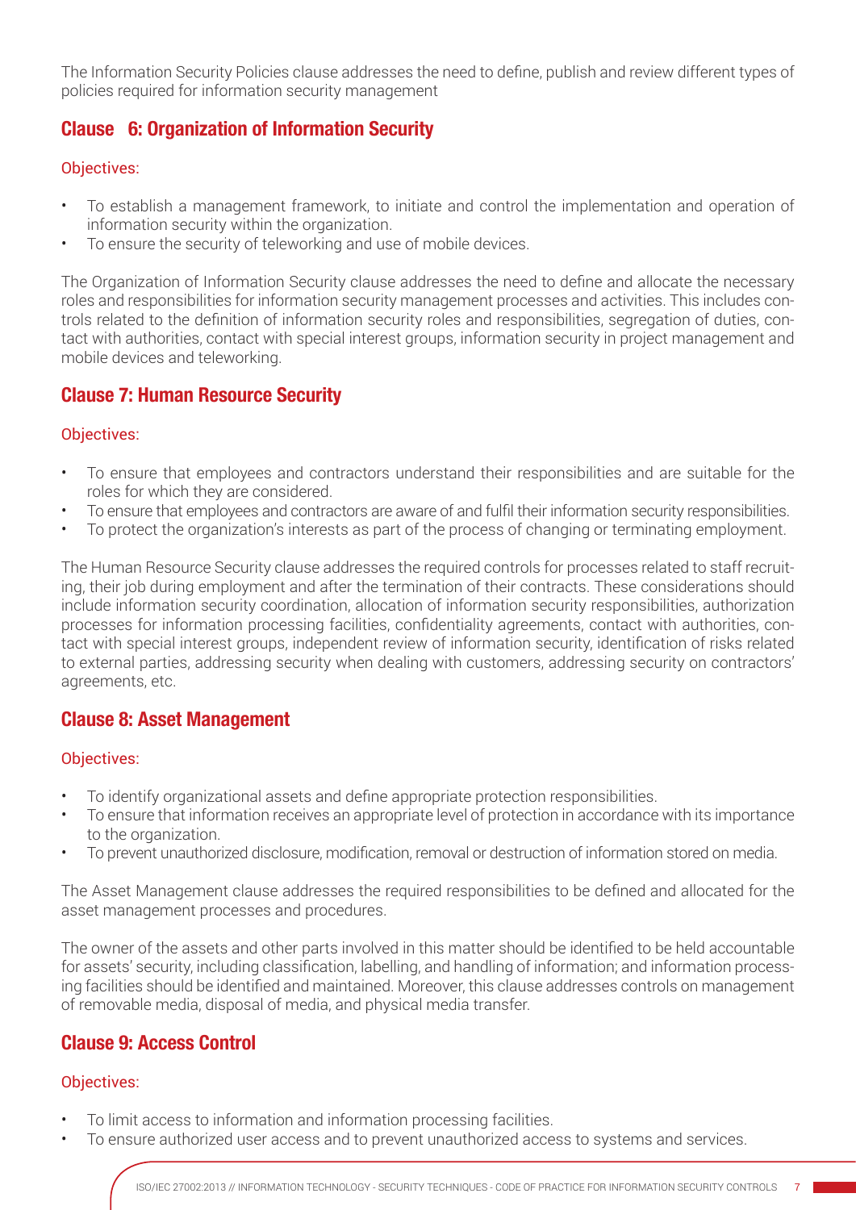The Information Security Policies clause addresses the need to define, publish and review different types of policies required for information security management

## Clause 6: Organization of Information Security

### Objectives:

- To establish a management framework, to initiate and control the implementation and operation of information security within the organization.
- To ensure the security of teleworking and use of mobile devices.

The Organization of Information Security clause addresses the need to define and allocate the necessary roles and responsibilities for information security management processes and activities. This includes controls related to the definition of information security roles and responsibilities, segregation of duties, contact with authorities, contact with special interest groups, information security in project management and mobile devices and teleworking.

## Clause 7: Human Resource Security

### Objectives:

- To ensure that employees and contractors understand their responsibilities and are suitable for the roles for which they are considered.
- To ensure that employees and contractors are aware of and fulfil their information security responsibilities.
- To protect the organization's interests as part of the process of changing or terminating employment.

The Human Resource Security clause addresses the required controls for processes related to staff recruiting, their job during employment and after the termination of their contracts. These considerations should include information security coordination, allocation of information security responsibilities, authorization processes for information processing facilities, confidentiality agreements, contact with authorities, contact with special interest groups, independent review of information security, identification of risks related to external parties, addressing security when dealing with customers, addressing security on contractors' agreements, etc.

## Clause 8: Asset Management

### Objectives:

- To identify organizational assets and define appropriate protection responsibilities.
- To ensure that information receives an appropriate level of protection in accordance with its importance to the organization.
- To prevent unauthorized disclosure, modification, removal or destruction of information stored on media.

The Asset Management clause addresses the required responsibilities to be defined and allocated for the asset management processes and procedures.

The owner of the assets and other parts involved in this matter should be identified to be held accountable for assets' security, including classification, labelling, and handling of information; and information processing facilities should be identified and maintained. Moreover, this clause addresses controls on management of removable media, disposal of media, and physical media transfer.

## Clause 9: Access Control

### Objectives:

- To limit access to information and information processing facilities.
- To ensure authorized user access and to prevent unauthorized access to systems and services.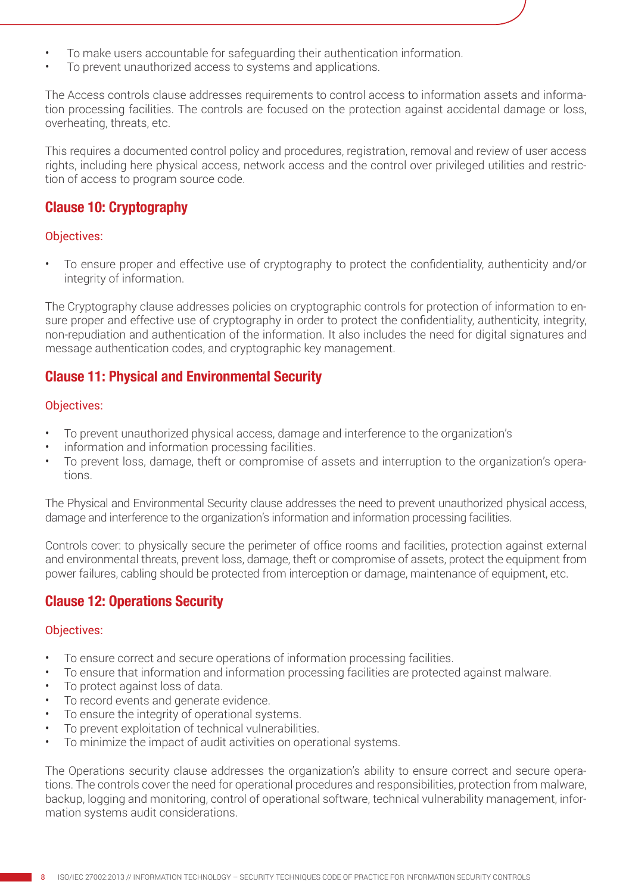- To make users accountable for safeguarding their authentication information.
- To prevent unauthorized access to systems and applications.

The Access controls clause addresses requirements to control access to information assets and information processing facilities. The controls are focused on the protection against accidental damage or loss, overheating, threats, etc.

This requires a documented control policy and procedures, registration, removal and review of user access rights, including here physical access, network access and the control over privileged utilities and restriction of access to program source code.

## Clause 10: Cryptography

Objectives:

- To ensure proper and effective use of cryptography to protect the confidentiality, authenticity and/or integrity of information.

The Cryptography clause addresses policies on cryptographic controls for protection of information to ensure proper and effective use of cryptography in order to protect the confidentiality, authenticity, integrity, non-repudiation and authentication of the information. It also includes the need for digital signatures and message authentication codes, and cryptographic key management.

## Clause 11: Physical and Environmental Security

Objectives:

- To prevent unauthorized physical access, damage and interference to the organization's
- information and information processing facilities.
- To prevent loss, damage, theft or compromise of assets and interruption to the organization's operations.

The Physical and Environmental Security clause addresses the need to prevent unauthorized physical access, damage and interference to the organization's information and information processing facilities.

Controls cover: to physically secure the perimeter of office rooms and facilities, protection against external and environmental threats, prevent loss, damage, theft or compromise of assets, protect the equipment from power failures, cabling should be protected from interception or damage, maintenance of equipment, etc.

## Clause 12: Operations Security

Objectives:

- To ensure correct and secure operations of information processing facilities.
- To ensure that information and information processing facilities are protected against malware.
- To protect against loss of data.
- To record events and generate evidence.
- To ensure the integrity of operational systems.
- To prevent exploitation of technical vulnerabilities.
- To minimize the impact of audit activities on operational systems.

The Operations security clause addresses the organization's ability to ensure correct and secure operations. The controls cover the need for operational procedures and responsibilities, protection from malware, backup, logging and monitoring, control of operational software, technical vulnerability management, information systems audit considerations.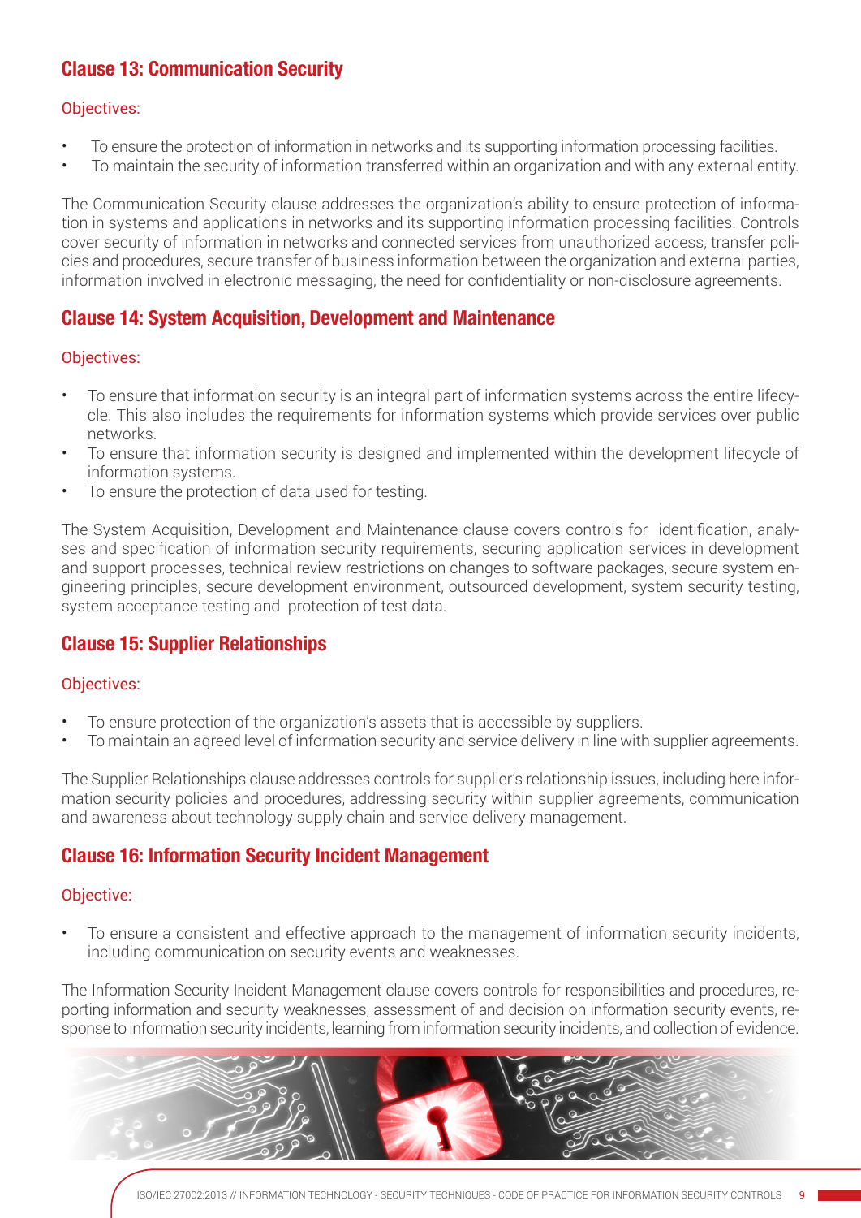## Clause 13: Communication Security

Objectives:

- To ensure the protection of information in networks and its supporting information processing facilities.
- To maintain the security of information transferred within an organization and with any external entity.

The Communication Security clause addresses the organization's ability to ensure protection of information in systems and applications in networks and its supporting information processing facilities. Controls cover security of information in networks and connected services from unauthorized access, transfer policies and procedures, secure transfer of business information between the organization and external parties, information involved in electronic messaging, the need for confidentiality or non-disclosure agreements.

## Clause 14: System Acquisition, Development and Maintenance

Objectives:

- To ensure that information security is an integral part of information systems across the entire lifecycle. This also includes the requirements for information systems which provide services over public networks.
- To ensure that information security is designed and implemented within the development lifecycle of information systems.
- To ensure the protection of data used for testing.

The System Acquisition, Development and Maintenance clause covers controls for identification, analyses and specification of information security requirements, securing application services in development and support processes, technical review restrictions on changes to software packages, secure system engineering principles, secure development environment, outsourced development, system security testing, system acceptance testing and protection of test data.

## Clause 15: Supplier Relationships

Objectives:

- To ensure protection of the organization's assets that is accessible by suppliers.
- To maintain an agreed level of information security and service delivery in line with supplier agreements.

The Supplier Relationships clause addresses controls for supplier's relationship issues, including here information security policies and procedures, addressing security within supplier agreements, communication and awareness about technology supply chain and service delivery management.

## Clause 16: Information Security Incident Management

Objective:

- To ensure a consistent and effective approach to the management of information security incidents, including communication on security events and weaknesses.

The Information Security Incident Management clause covers controls for responsibilities and procedures, reporting information and security weaknesses, assessment of and decision on information security events, response to information security incidents, learning from information security incidents, and collection of evidence.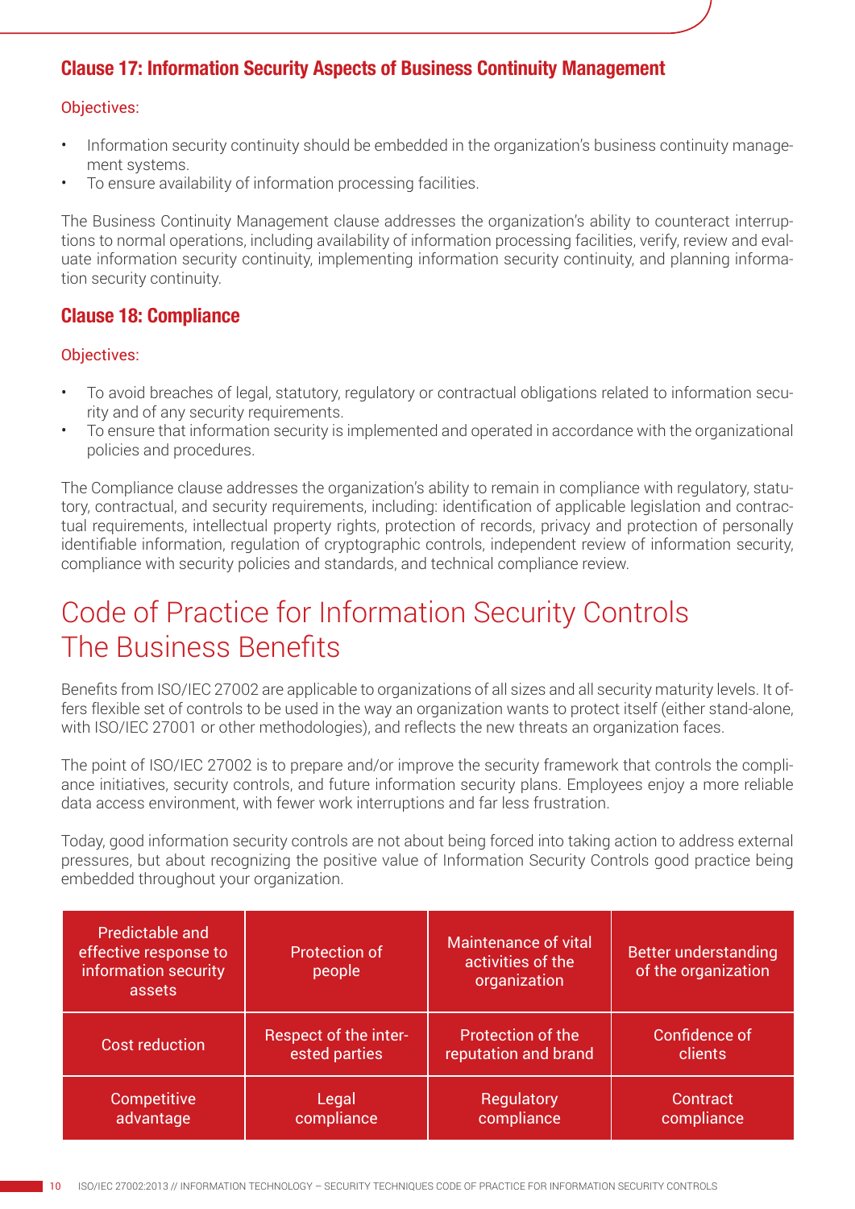### Clause 17: Information Security Aspects of Business Continuity Management

Objectives:

- Information security continuity should be embedded in the organization's business continuity management systems.
- To ensure availability of information processing facilities.

The Business Continuity Management clause addresses the organization's ability to counteract interruptions to normal operations, including availability of information processing facilities, verify, review and evaluate information security continuity, implementing information security continuity, and planning information security continuity.

### Clause 18: Compliance

Objectives:

- To avoid breaches of legal, statutory, regulatory or contractual obligations related to information security and of any security requirements.
- To ensure that information security is implemented and operated in accordance with the organizational policies and procedures.

The Compliance clause addresses the organization's ability to remain in compliance with regulatory, statutory, contractual, and security requirements, including: identification of applicable legislation and contractual requirements, intellectual property rights, protection of records, privacy and protection of personally identifiable information, regulation of cryptographic controls, independent review of information security, compliance with security policies and standards, and technical compliance review.

## Code of Practice for Information Security Controls The Business Benefits

Benefits from ISO/IEC 27002 are applicable to organizations of all sizes and all security maturity levels. It offers flexible set of controls to be used in the way an organization wants to protect itself (either stand-alone, with ISO/IEC 27001 or other methodologies), and reflects the new threats an organization faces.

The point of ISO/IEC 27002 is to prepare and/or improve the security framework that controls the compliance initiatives, security controls, and future information security plans. Employees enjoy a more reliable data access environment, with fewer work interruptions and far less frustration.

Today, good information security controls are not about being forced into taking action to address external pressures, but about recognizing the positive value of Information Security Controls good practice being embedded throughout your organization.

| Predictable and effective response to information security assets | Protection of people | Maintenance of vital activities of the organization | Better understanding of the organization |
|---|---|---|---|
| Cost reduction | Respect of the interested parties | Protection of the reputation and brand | Confidence of clients |
| Competitive advantage | Legal compliance | Regulatory compliance | Contract compliance |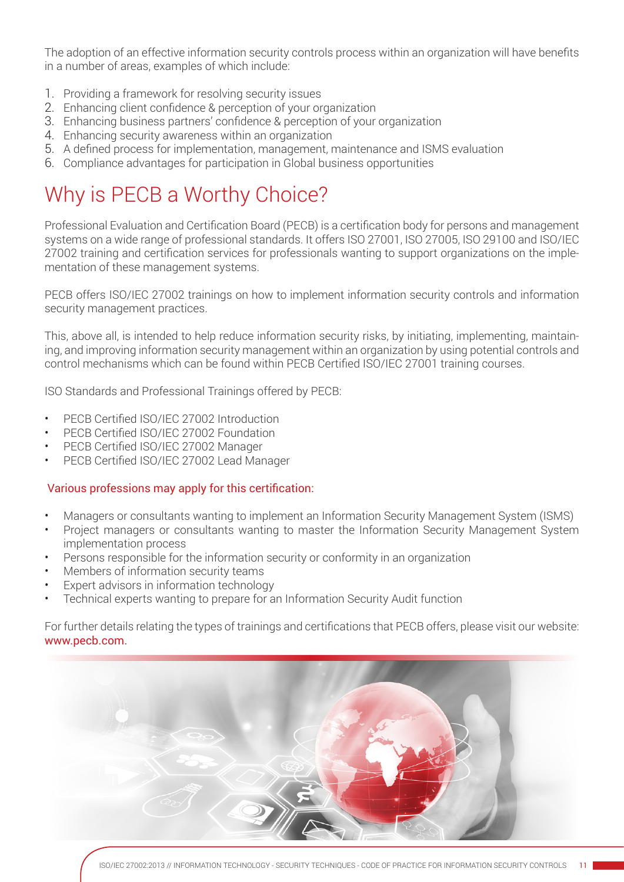The adoption of an effective information security controls process within an organization will have benefits in a number of areas, examples of which include:

1. Providing a framework for resolving security issues
2. Enhancing client confidence & perception of your organization
3. Enhancing business partners' confidence & perception of your organization
4. Enhancing security awareness within an organization
5. A defined process for implementation, management, maintenance and ISMS evaluation
6. Compliance advantages for participation in Global business opportunities

# Why is PECB a Worthy Choice?

Professional Evaluation and Certification Board (PECB) is a certification body for persons and management systems on a wide range of professional standards. It offers ISO 27001, ISO 27005, ISO 29100 and ISO/IEC 27002 training and certification services for professionals wanting to support organizations on the implementation of these management systems.

PECB offers ISO/IEC 27002 trainings on how to implement information security controls and information security management practices.

This, above all, is intended to help reduce information security risks, by initiating, implementing, maintaining, and improving information security management within an organization by using potential controls and control mechanisms which can be found within PECB Certified ISO/IEC 27001 training courses.

ISO Standards and Professional Trainings offered by PECB:

- PECB Certified ISO/IEC 27002 Introduction
- PECB Certified ISO/IEC 27002 Foundation
- PECB Certified ISO/IEC 27002 Manager
- PECB Certified ISO/IEC 27002 Lead Manager

### Various professions may apply for this certification:

- Managers or consultants wanting to implement an Information Security Management System (ISMS)
- Project managers or consultants wanting to master the Information Security Management System implementation process
- Persons responsible for the information security or conformity in an organization
- Members of information security teams
- Expert advisors in information technology
- Technical experts wanting to prepare for an Information Security Audit function

For further details relating the types of trainings and certifications that PECB offers, please visit our website: www.pecb.com.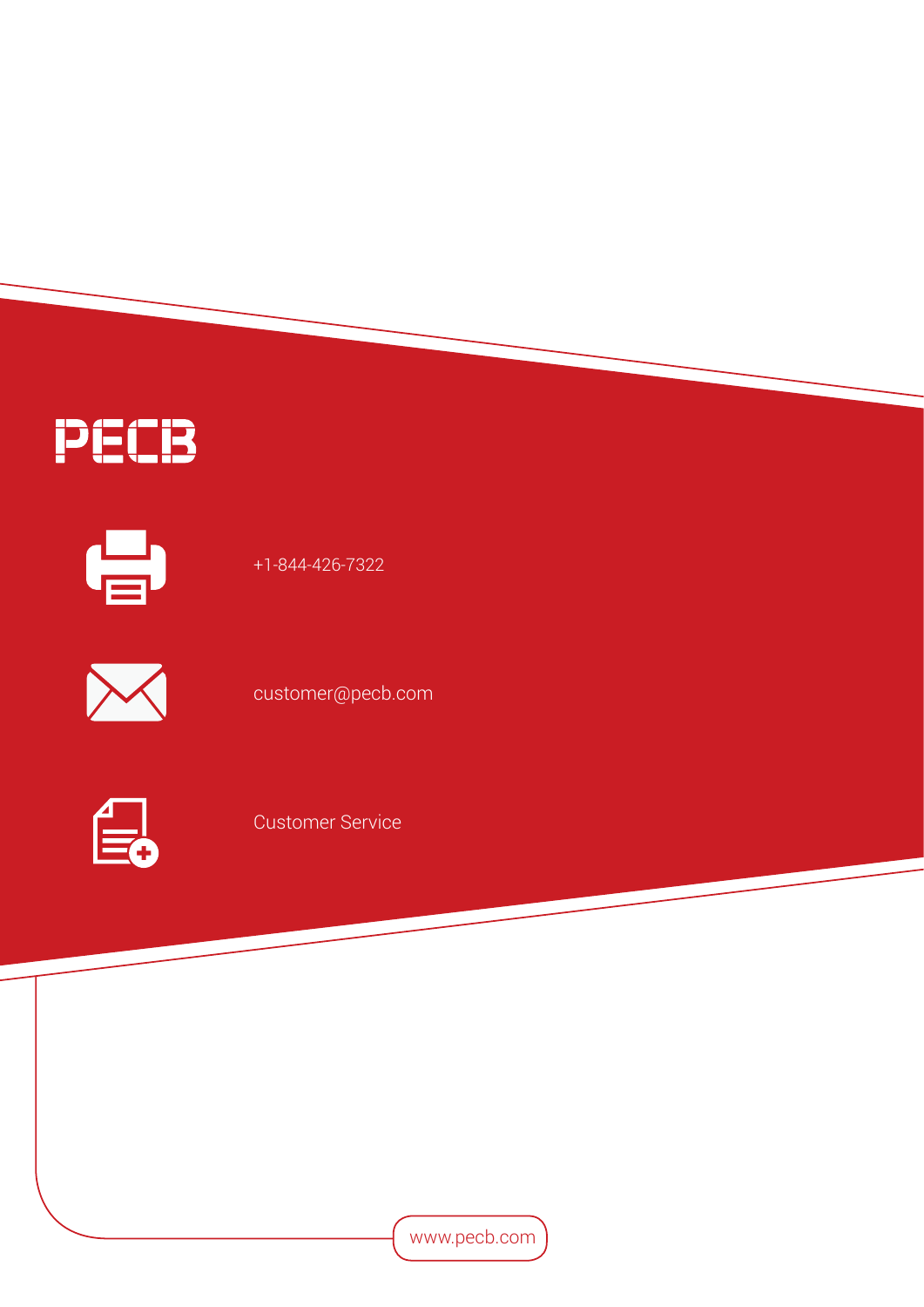PECB

+1-844-426-7322

customer@pecb.com

Customer Service

www.pecb.com